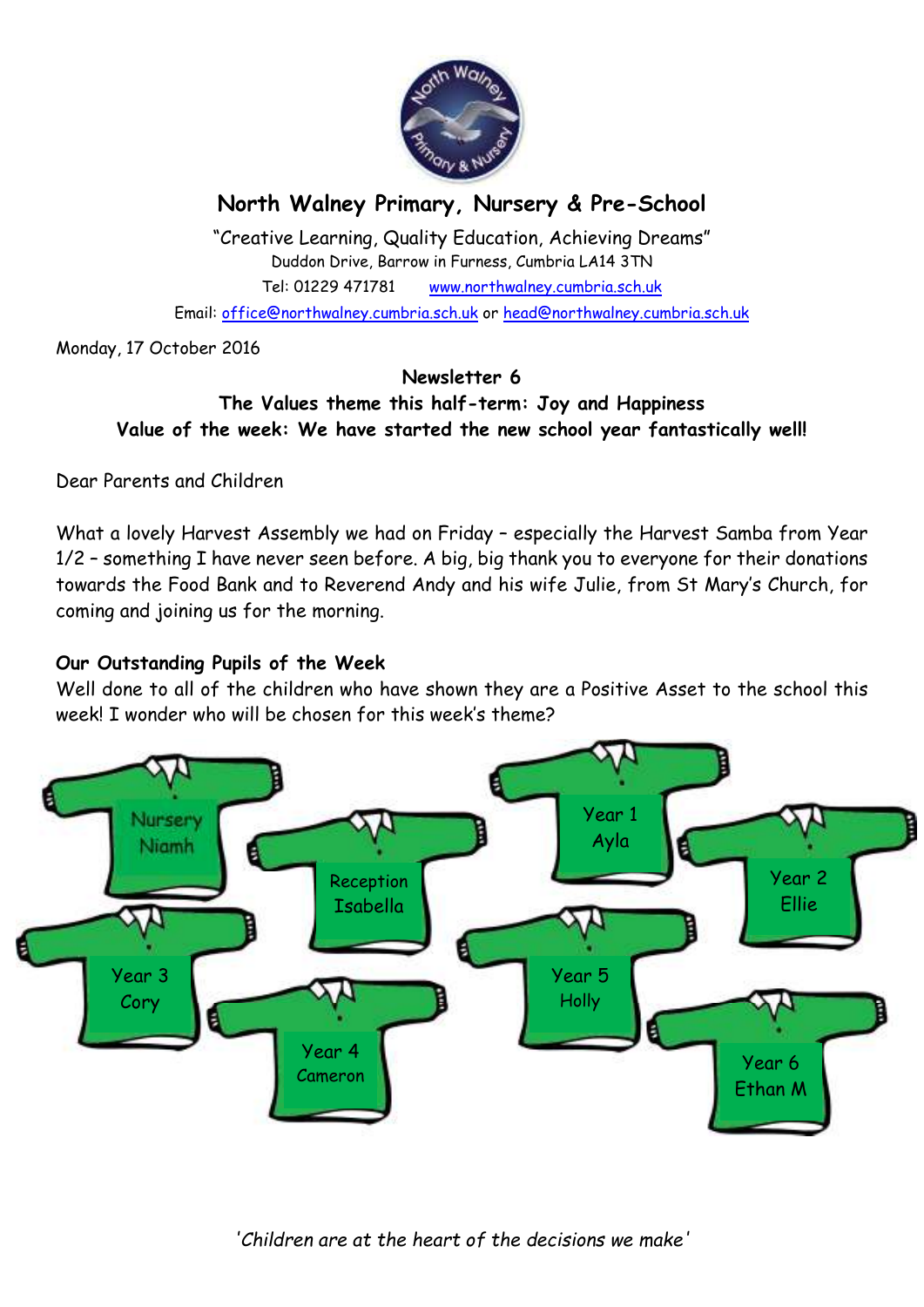# North Walney Primary, Nursery & Pre-School

"Creative Learning, Quality Education, Achieving Dreams"
Duddon Drive, Barrow in Furness, Cumbria LA14 3TN
Tel: 01229 471781 www.northwalney.cumbria.sch.uk
Email: office@northwalney.cumbria.sch.uk or head@northwalney.cumbria.sch.uk

Monday, 17 October 2016

**Newsletter 6**
**The Values theme this half-term: Joy and Happiness**
**Value of the week: We have started the new school year fantastically well!**

Dear Parents and Children

What a lovely Harvest Assembly we had on Friday – especially the Harvest Samba from Year 1/2 – something I have never seen before. A big, big thank you to everyone for their donations towards the Food Bank and to Reverend Andy and his wife Julie, from St Mary's Church, for coming and joining us for the morning.

**Our Outstanding Pupils of the Week**
Well done to all of the children who have shown they are a Positive Asset to the school this week! I wonder who will be chosen for this week's theme?

- Nursery – Niamh
- Reception – Isabella
- Year 1 – Ayla
- Year 2 – Ellie
- Year 3 – Cory
- Year 4 – Cameron
- Year 5 – Holly
- Year 6 – Ethan M

*'Children are at the heart of the decisions we make'*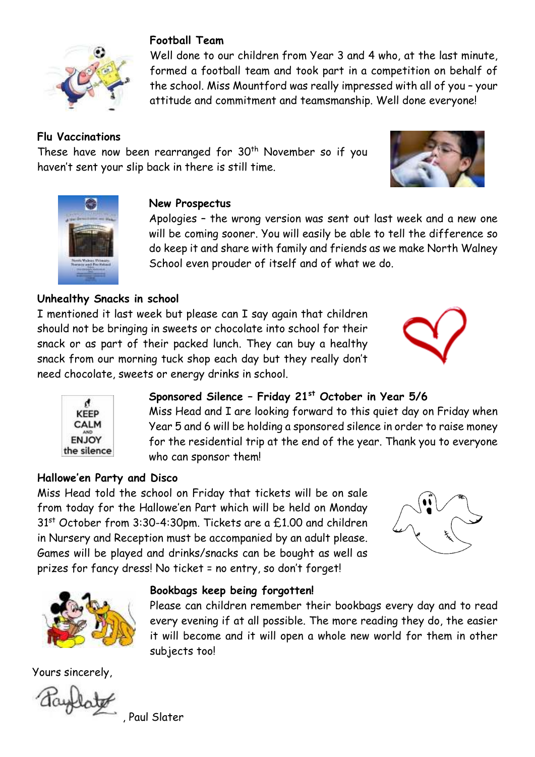**Football Team**

Well done to our children from Year 3 and 4 who, at the last minute, formed a football team and took part in a competition on behalf of the school. Miss Mountford was really impressed with all of you – your attitude and commitment and teamsmanship. Well done everyone!

**Flu Vaccinations**

These have now been rearranged for 30th November so if you haven't sent your slip back in there is still time.

**New Prospectus**

Apologies – the wrong version was sent out last week and a new one will be coming sooner. You will easily be able to tell the difference so do keep it and share with family and friends as we make North Walney School even prouder of itself and of what we do.

**Unhealthy Snacks in school**

I mentioned it last week but please can I say again that children should not be bringing in sweets or chocolate into school for their snack or as part of their packed lunch. They can buy a healthy snack from our morning tuck shop each day but they really don't need chocolate, sweets or energy drinks in school.

**Sponsored Silence – Friday 21st October in Year 5/6**

Miss Head and I are looking forward to this quiet day on Friday when Year 5 and 6 will be holding a sponsored silence in order to raise money for the residential trip at the end of the year. Thank you to everyone who can sponsor them!

**Hallowe'en Party and Disco**

Miss Head told the school on Friday that tickets will be on sale from today for the Hallowe'en Part which will be held on Monday 31st October from 3:30-4:30pm. Tickets are a £1.00 and children in Nursery and Reception must be accompanied by an adult please. Games will be played and drinks/snacks can be bought as well as prizes for fancy dress! No ticket = no entry, so don't forget!

**Bookbags keep being forgotten!**

Please can children remember their bookbags every day and to read every evening if at all possible. The more reading they do, the easier it will become and it will open a whole new world for them in other subjects too!

Yours sincerely,

, Paul Slater